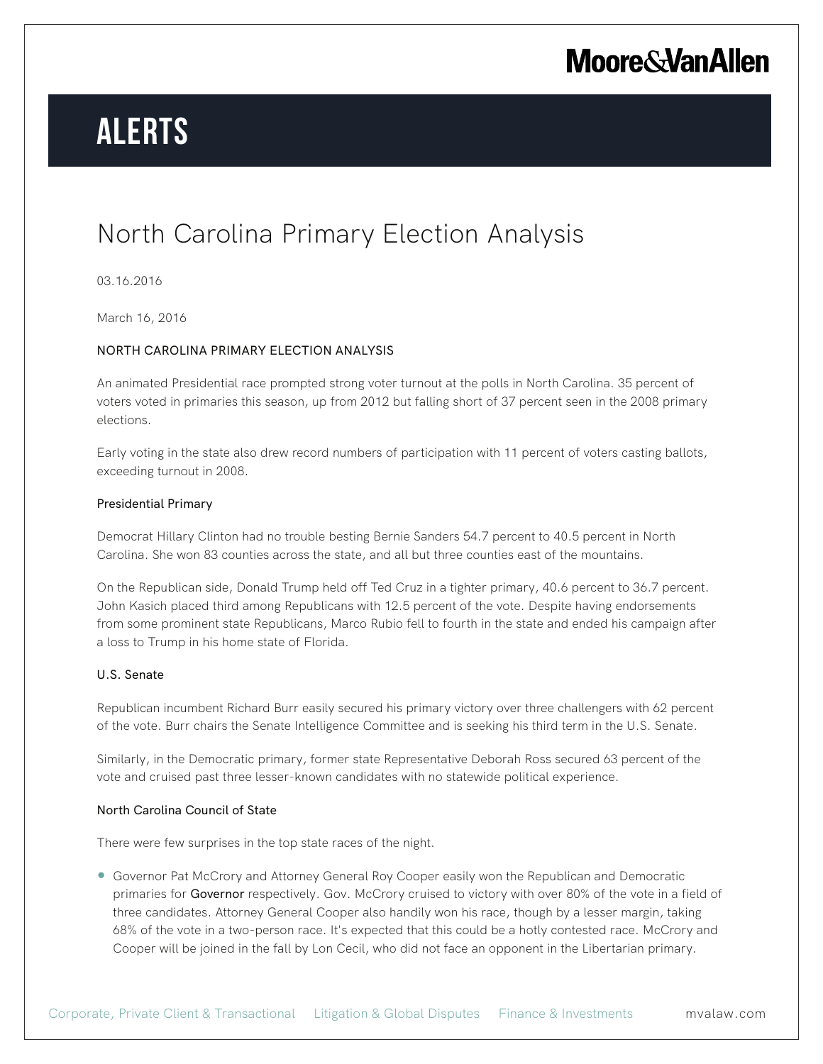# ALERTS

## North Carolina Primary Election Analysis

03.16.2016

March 16, 2016

NORTH CAROLINA PRIMARY ELECTION ANALYSIS

An animated Presidential race prompted strong voter turnout at the polls in North Carolina. 35 percent of voters voted in primaries this season, up from 2012 but falling short of 37 percent seen in the 2008 primary elections.

Early voting in the state also drew record numbers of participation with 11 percent of voters casting ballots, exceeding turnout in 2008.

### Presidential Primary

Democrat Hillary Clinton had no trouble besting Bernie Sanders 54.7 percent to 40.5 percent in North Carolina. She won 83 counties across the state, and all but three counties east of the mountains.

On the Republican side, Donald Trump held off Ted Cruz in a tighter primary, 40.6 percent to 36.7 percent. John Kasich placed third among Republicans with 12.5 percent of the vote. Despite having endorsements from some prominent state Republicans, Marco Rubio fell to fourth in the state and ended his campaign after a loss to Trump in his home state of Florida.

### U.S. Senate

Republican incumbent Richard Burr easily secured his primary victory over three challengers with 62 percent of the vote. Burr chairs the Senate Intelligence Committee and is seeking his third term in the U.S. Senate.

Similarly, in the Democratic primary, former state Representative Deborah Ross secured 63 percent of the vote and cruised past three lesser-known candidates with no statewide political experience.

### North Carolina Council of State

There were few surprises in the top state races of the night.

- Governor Pat McCrory and Attorney General Roy Cooper easily won the Republican and Democratic primaries for **Governor** respectively. Gov. McCrory cruised to victory with over 80% of the vote in a field of three candidates. Attorney General Cooper also handily won his race, though by a lesser margin, taking 68% of the vote in a two-person race. It's expected that this could be a hotly contested race. McCrory and Cooper will be joined in the fall by Lon Cecil, who did not face an opponent in the Libertarian primary.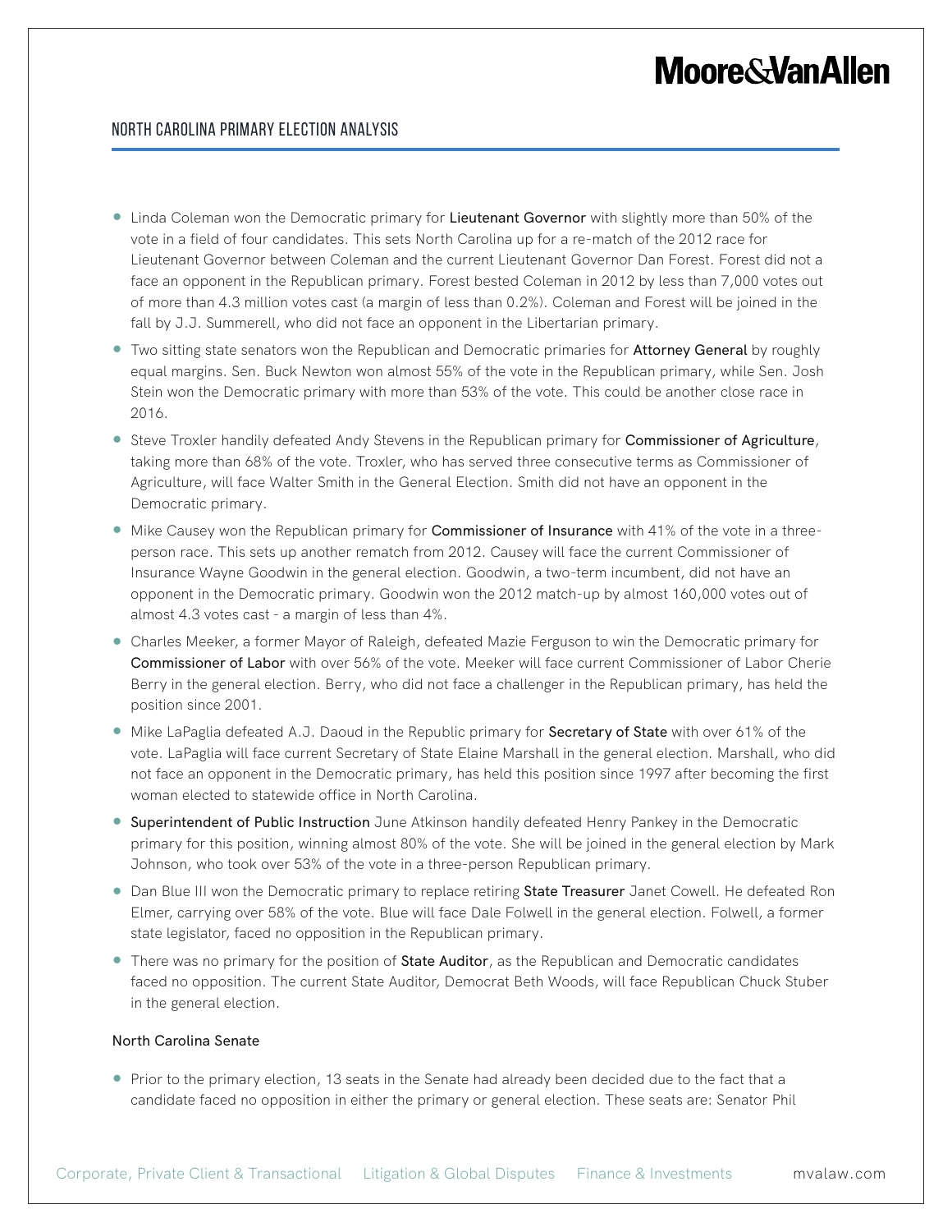- Linda Coleman won the Democratic primary for **Lieutenant Governor** with slightly more than 50% of the vote in a field of four candidates. This sets North Carolina up for a re-match of the 2012 race for Lieutenant Governor between Coleman and the current Lieutenant Governor Dan Forest. Forest did not a face an opponent in the Republican primary. Forest bested Coleman in 2012 by less than 7,000 votes out of more than 4.3 million votes cast (a margin of less than 0.2%). Coleman and Forest will be joined in the fall by J.J. Summerell, who did not face an opponent in the Libertarian primary.
- Two sitting state senators won the Republican and Democratic primaries for **Attorney General** by roughly equal margins. Sen. Buck Newton won almost 55% of the vote in the Republican primary, while Sen. Josh Stein won the Democratic primary with more than 53% of the vote. This could be another close race in 2016.
- Steve Troxler handily defeated Andy Stevens in the Republican primary for **Commissioner of Agriculture**, taking more than 68% of the vote. Troxler, who has served three consecutive terms as Commissioner of Agriculture, will face Walter Smith in the General Election. Smith did not have an opponent in the Democratic primary.
- Mike Causey won the Republican primary for **Commissioner of Insurance** with 41% of the vote in a three-person race. This sets up another rematch from 2012. Causey will face the current Commissioner of Insurance Wayne Goodwin in the general election. Goodwin, a two-term incumbent, did not have an opponent in the Democratic primary. Goodwin won the 2012 match-up by almost 160,000 votes out of almost 4.3 votes cast - a margin of less than 4%.
- Charles Meeker, a former Mayor of Raleigh, defeated Mazie Ferguson to win the Democratic primary for **Commissioner of Labor** with over 56% of the vote. Meeker will face current Commissioner of Labor Cherie Berry in the general election. Berry, who did not face a challenger in the Republican primary, has held the position since 2001.
- Mike LaPaglia defeated A.J. Daoud in the Republic primary for **Secretary of State** with over 61% of the vote. LaPaglia will face current Secretary of State Elaine Marshall in the general election. Marshall, who did not face an opponent in the Democratic primary, has held this position since 1997 after becoming the first woman elected to statewide office in North Carolina.
- **Superintendent of Public Instruction** June Atkinson handily defeated Henry Pankey in the Democratic primary for this position, winning almost 80% of the vote. She will be joined in the general election by Mark Johnson, who took over 53% of the vote in a three-person Republican primary.
- Dan Blue III won the Democratic primary to replace retiring **State Treasurer** Janet Cowell. He defeated Ron Elmer, carrying over 58% of the vote. Blue will face Dale Folwell in the general election. Folwell, a former state legislator, faced no opposition in the Republican primary.
- There was no primary for the position of **State Auditor**, as the Republican and Democratic candidates faced no opposition. The current State Auditor, Democrat Beth Woods, will face Republican Chuck Stuber in the general election.

## North Carolina Senate

- Prior to the primary election, 13 seats in the Senate had already been decided due to the fact that a candidate faced no opposition in either the primary or general election. These seats are: Senator Phil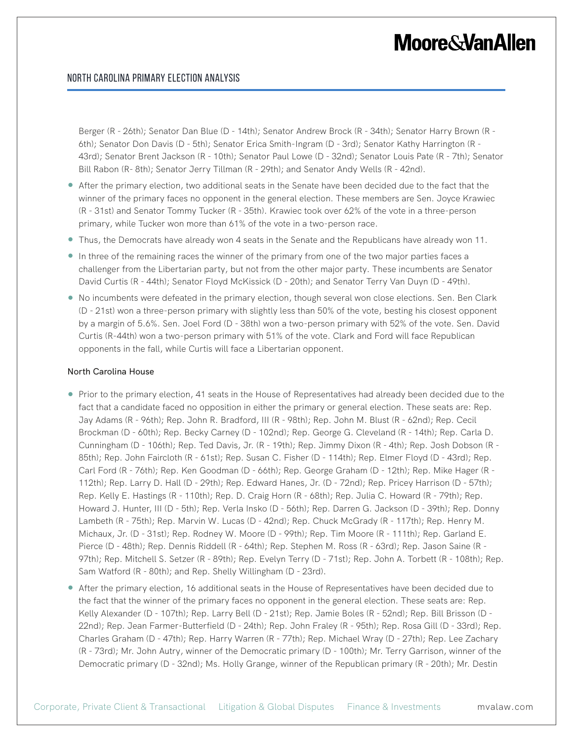Berger (R - 26th); Senator Dan Blue (D - 14th); Senator Andrew Brock (R - 34th); Senator Harry Brown (R - 6th); Senator Don Davis (D - 5th); Senator Erica Smith-Ingram (D - 3rd); Senator Kathy Harrington (R - 43rd); Senator Brent Jackson (R - 10th); Senator Paul Lowe (D - 32nd); Senator Louis Pate (R - 7th); Senator Bill Rabon (R- 8th); Senator Jerry Tillman (R - 29th); and Senator Andy Wells (R - 42nd).

- After the primary election, two additional seats in the Senate have been decided due to the fact that the winner of the primary faces no opponent in the general election. These members are Sen. Joyce Krawiec (R - 31st) and Senator Tommy Tucker (R - 35th). Krawiec took over 62% of the vote in a three-person primary, while Tucker won more than 61% of the vote in a two-person race.
- Thus, the Democrats have already won 4 seats in the Senate and the Republicans have already won 11.
- In three of the remaining races the winner of the primary from one of the two major parties faces a challenger from the Libertarian party, but not from the other major party. These incumbents are Senator David Curtis (R - 44th); Senator Floyd McKissick (D - 20th); and Senator Terry Van Duyn (D - 49th).
- No incumbents were defeated in the primary election, though several won close elections. Sen. Ben Clark (D - 21st) won a three-person primary with slightly less than 50% of the vote, besting his closest opponent by a margin of 5.6%. Sen. Joel Ford (D - 38th) won a two-person primary with 52% of the vote. Sen. David Curtis (R-44th) won a two-person primary with 51% of the vote. Clark and Ford will face Republican opponents in the fall, while Curtis will face a Libertarian opponent.

### North Carolina House

- Prior to the primary election, 41 seats in the House of Representatives had already been decided due to the fact that a candidate faced no opposition in either the primary or general election. These seats are: Rep. Jay Adams (R - 96th); Rep. John R. Bradford, III (R - 98th); Rep. John M. Blust (R - 62nd); Rep. Cecil Brockman (D - 60th); Rep. Becky Carney (D - 102nd); Rep. George G. Cleveland (R - 14th); Rep. Carla D. Cunningham (D - 106th); Rep. Ted Davis, Jr. (R - 19th); Rep. Jimmy Dixon (R - 4th); Rep. Josh Dobson (R - 85th); Rep. John Faircloth (R - 61st); Rep. Susan C. Fisher (D - 114th); Rep. Elmer Floyd (D - 43rd); Rep. Carl Ford (R - 76th); Rep. Ken Goodman (D - 66th); Rep. George Graham (D - 12th); Rep. Mike Hager (R - 112th); Rep. Larry D. Hall (D - 29th); Rep. Edward Hanes, Jr. (D - 72nd); Rep. Pricey Harrison (D - 57th); Rep. Kelly E. Hastings (R - 110th); Rep. D. Craig Horn (R - 68th); Rep. Julia C. Howard (R - 79th); Rep. Howard J. Hunter, III (D - 5th); Rep. Verla Insko (D - 56th); Rep. Darren G. Jackson (D - 39th); Rep. Donny Lambeth (R - 75th); Rep. Marvin W. Lucas (D - 42nd); Rep. Chuck McGrady (R - 117th); Rep. Henry M. Michaux, Jr. (D - 31st); Rep. Rodney W. Moore (D - 99th); Rep. Tim Moore (R - 111th); Rep. Garland E. Pierce (D - 48th); Rep. Dennis Riddell (R - 64th); Rep. Stephen M. Ross (R - 63rd); Rep. Jason Saine (R - 97th); Rep. Mitchell S. Setzer (R - 89th); Rep. Evelyn Terry (D - 71st); Rep. John A. Torbett (R - 108th); Rep. Sam Watford (R - 80th); and Rep. Shelly Willingham (D - 23rd).
- After the primary election, 16 additional seats in the House of Representatives have been decided due to the fact that the winner of the primary faces no opponent in the general election. These seats are: Rep. Kelly Alexander (D - 107th); Rep. Larry Bell (D - 21st); Rep. Jamie Boles (R - 52nd); Rep. Bill Brisson (D - 22nd); Rep. Jean Farmer-Butterfield (D - 24th); Rep. John Fraley (R - 95th); Rep. Rosa Gill (D - 33rd); Rep. Charles Graham (D - 47th); Rep. Harry Warren (R - 77th); Rep. Michael Wray (D - 27th); Rep. Lee Zachary (R - 73rd); Mr. John Autry, winner of the Democratic primary (D - 100th); Mr. Terry Garrison, winner of the Democratic primary (D - 32nd); Ms. Holly Grange, winner of the Republican primary (R - 20th); Mr. Destin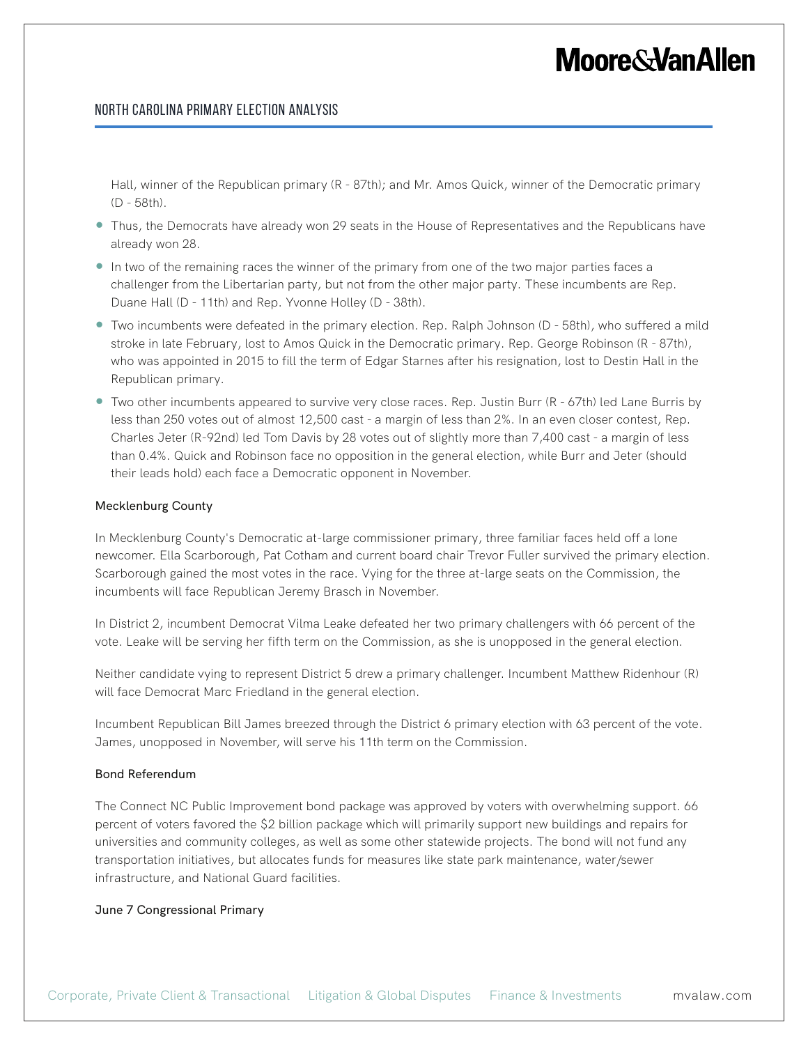Hall, winner of the Republican primary (R - 87th); and Mr. Amos Quick, winner of the Democratic primary (D - 58th).

- Thus, the Democrats have already won 29 seats in the House of Representatives and the Republicans have already won 28.
- In two of the remaining races the winner of the primary from one of the two major parties faces a challenger from the Libertarian party, but not from the other major party. These incumbents are Rep. Duane Hall (D - 11th) and Rep. Yvonne Holley (D - 38th).
- Two incumbents were defeated in the primary election. Rep. Ralph Johnson (D - 58th), who suffered a mild stroke in late February, lost to Amos Quick in the Democratic primary. Rep. George Robinson (R - 87th), who was appointed in 2015 to fill the term of Edgar Starnes after his resignation, lost to Destin Hall in the Republican primary.
- Two other incumbents appeared to survive very close races. Rep. Justin Burr (R - 67th) led Lane Burris by less than 250 votes out of almost 12,500 cast - a margin of less than 2%. In an even closer contest, Rep. Charles Jeter (R-92nd) led Tom Davis by 28 votes out of slightly more than 7,400 cast - a margin of less than 0.4%. Quick and Robinson face no opposition in the general election, while Burr and Jeter (should their leads hold) each face a Democratic opponent in November.

### Mecklenburg County

In Mecklenburg County's Democratic at-large commissioner primary, three familiar faces held off a lone newcomer. Ella Scarborough, Pat Cotham and current board chair Trevor Fuller survived the primary election. Scarborough gained the most votes in the race. Vying for the three at-large seats on the Commission, the incumbents will face Republican Jeremy Brasch in November.

In District 2, incumbent Democrat Vilma Leake defeated her two primary challengers with 66 percent of the vote. Leake will be serving her fifth term on the Commission, as she is unopposed in the general election.

Neither candidate vying to represent District 5 drew a primary challenger. Incumbent Matthew Ridenhour (R) will face Democrat Marc Friedland in the general election.

Incumbent Republican Bill James breezed through the District 6 primary election with 63 percent of the vote. James, unopposed in November, will serve his 11th term on the Commission.

### Bond Referendum

The Connect NC Public Improvement bond package was approved by voters with overwhelming support. 66 percent of voters favored the $2 billion package which will primarily support new buildings and repairs for universities and community colleges, as well as some other statewide projects. The bond will not fund any transportation initiatives, but allocates funds for measures like state park maintenance, water/sewer infrastructure, and National Guard facilities.

### June 7 Congressional Primary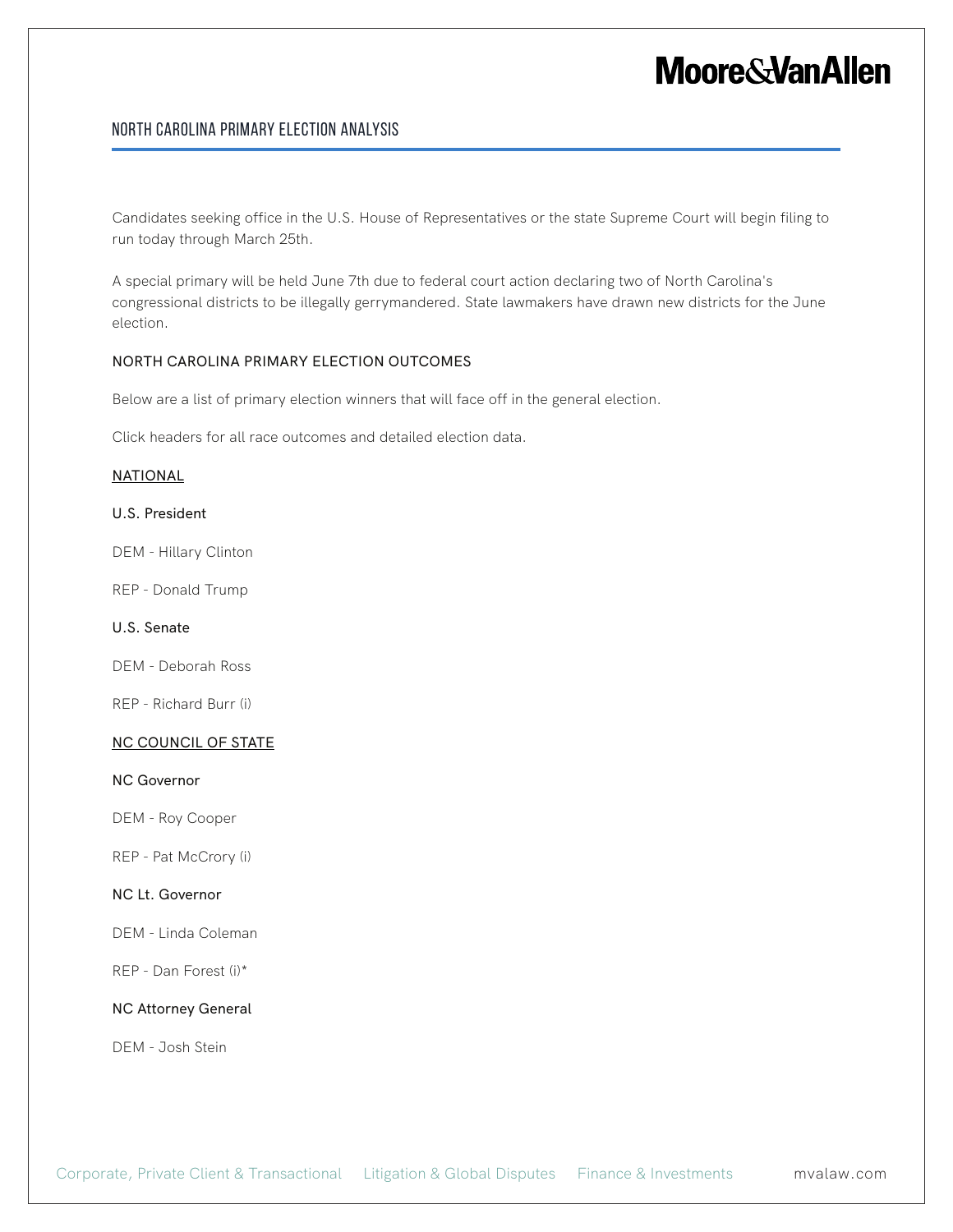## NORTH CAROLINA PRIMARY ELECTION ANALYSIS

Candidates seeking office in the U.S. House of Representatives or the state Supreme Court will begin filing to run today through March 25th.

A special primary will be held June 7th due to federal court action declaring two of North Carolina's congressional districts to be illegally gerrymandered. State lawmakers have drawn new districts for the June election.

### NORTH CAROLINA PRIMARY ELECTION OUTCOMES

Below are a list of primary election winners that will face off in the general election.

Click headers for all race outcomes and detailed election data.

<u>NATIONAL</u>

**U.S. President**

DEM - Hillary Clinton

REP - Donald Trump

**U.S. Senate**

DEM - Deborah Ross

REP - Richard Burr (i)

<u>NC COUNCIL OF STATE</u>

**NC Governor**

DEM - Roy Cooper

REP - Pat McCrory (i)

**NC Lt. Governor**

DEM - Linda Coleman

REP - Dan Forest (i)*

**NC Attorney General**

DEM - Josh Stein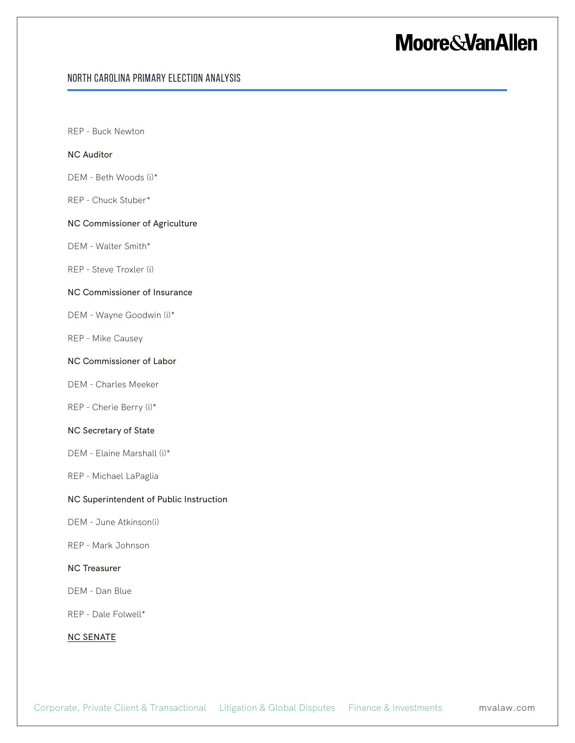REP - Buck Newton

NC Auditor

DEM - Beth Woods (i)*

REP - Chuck Stuber*

NC Commissioner of Agriculture

DEM - Walter Smith*

REP - Steve Troxler (i)

NC Commissioner of Insurance

DEM - Wayne Goodwin (i)*

REP - Mike Causey

NC Commissioner of Labor

DEM - Charles Meeker

REP - Cherie Berry (i)*

NC Secretary of State

DEM - Elaine Marshall (i)*

REP - Michael LaPaglia

NC Superintendent of Public Instruction

DEM - June Atkinson(i)

REP - Mark Johnson

NC Treasurer

DEM - Dan Blue

REP - Dale Folwell*

<u>NC SENATE</u>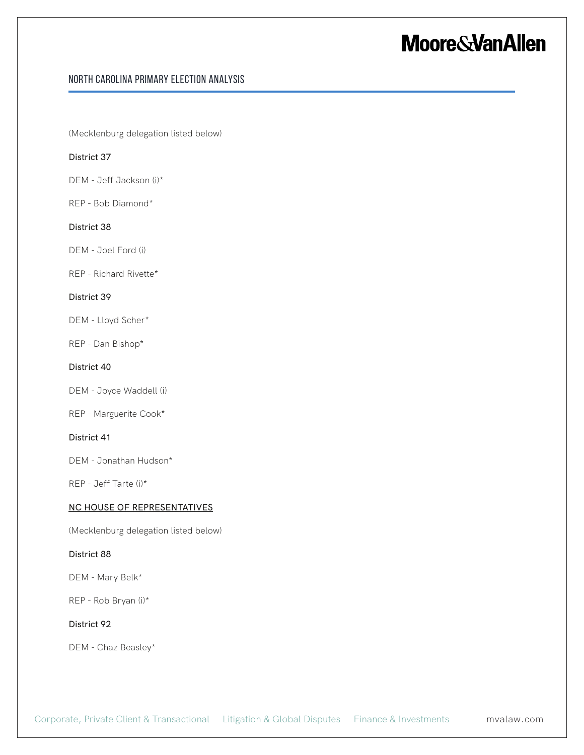(Mecklenburg delegation listed below)

District 37

DEM - Jeff Jackson (i)*

REP - Bob Diamond*

District 38

DEM - Joel Ford (i)

REP - Richard Rivette*

District 39

DEM - Lloyd Scher*

REP - Dan Bishop*

District 40

DEM - Joyce Waddell (i)

REP - Marguerite Cook*

District 41

DEM - Jonathan Hudson*

REP - Jeff Tarte (i)*

<u>NC HOUSE OF REPRESENTATIVES</u>

(Mecklenburg delegation listed below)

District 88

DEM - Mary Belk*

REP - Rob Bryan (i)*

District 92

DEM - Chaz Beasley*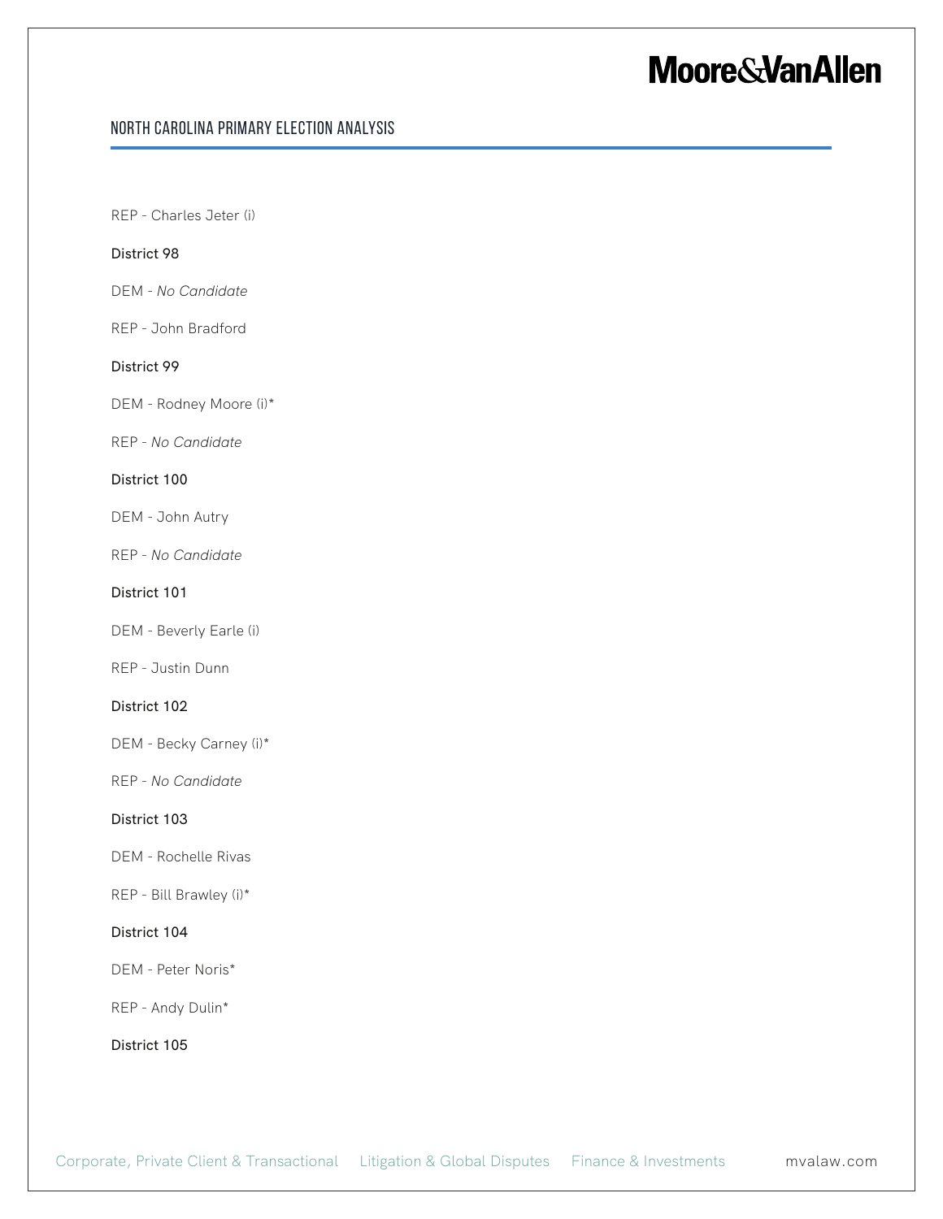REP - Charles Jeter (i)

District 98

DEM - *No Candidate*

REP - John Bradford

District 99

DEM - Rodney Moore (i)*

REP - *No Candidate*

District 100

DEM - John Autry

REP - *No Candidate*

District 101

DEM - Beverly Earle (i)

REP - Justin Dunn

District 102

DEM - Becky Carney (i)*

REP - *No Candidate*

District 103

DEM - Rochelle Rivas

REP - Bill Brawley (i)*

District 104

DEM - Peter Noris*

REP - Andy Dulin*

District 105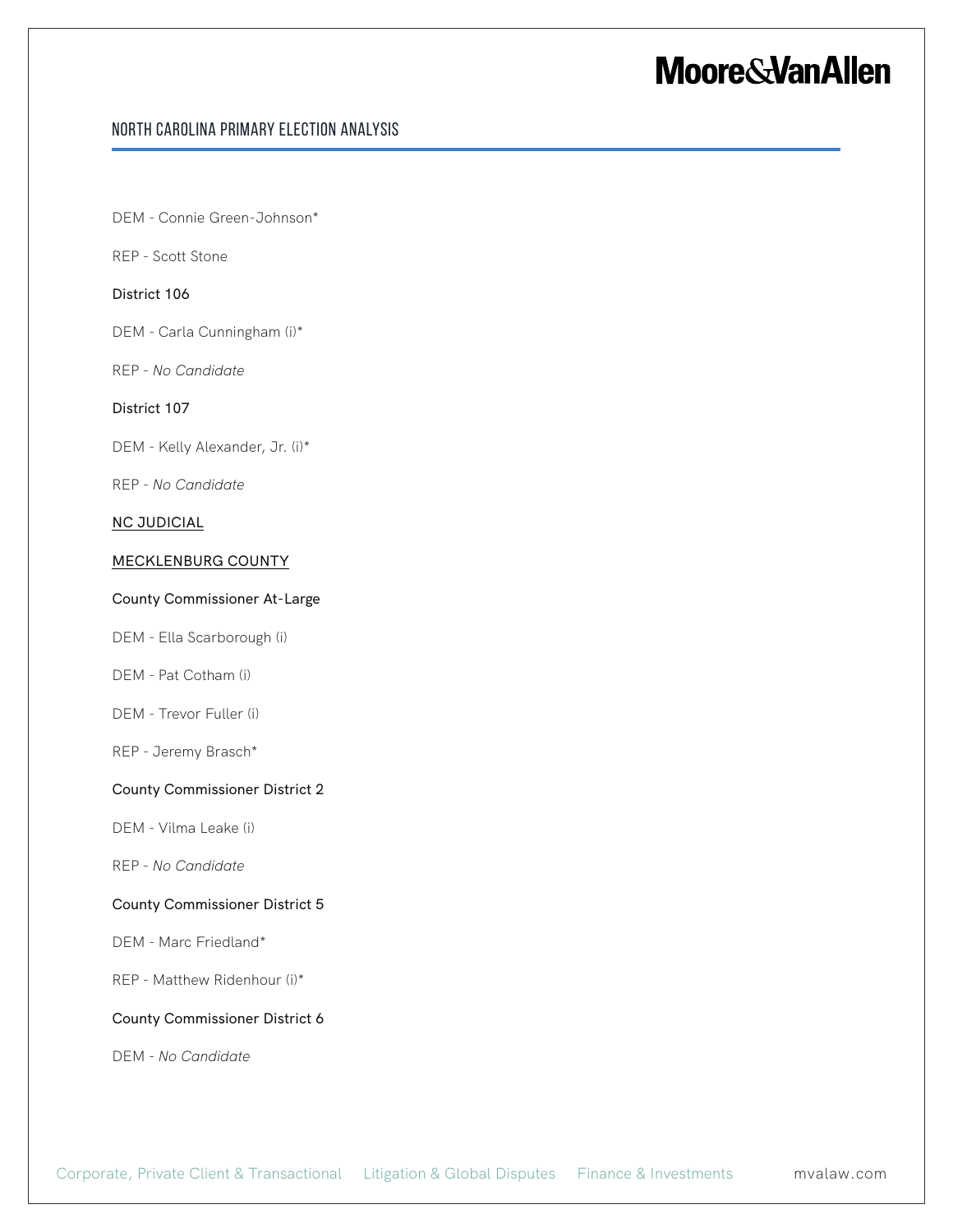DEM - Connie Green-Johnson*

REP - Scott Stone

**District 106**

DEM - Carla Cunningham (i)*

REP - *No Candidate*

**District 107**

DEM - Kelly Alexander, Jr. (i)*

REP - *No Candidate*

<u>NC JUDICIAL</u>

<u>MECKLENBURG COUNTY</u>

**County Commissioner At-Large**

DEM - Ella Scarborough (i)

DEM - Pat Cotham (i)

DEM - Trevor Fuller (i)

REP - Jeremy Brasch*

**County Commissioner District 2**

DEM - Vilma Leake (i)

REP - *No Candidate*

**County Commissioner District 5**

DEM - Marc Friedland*

REP - Matthew Ridenhour (i)*

**County Commissioner District 6**

DEM - *No Candidate*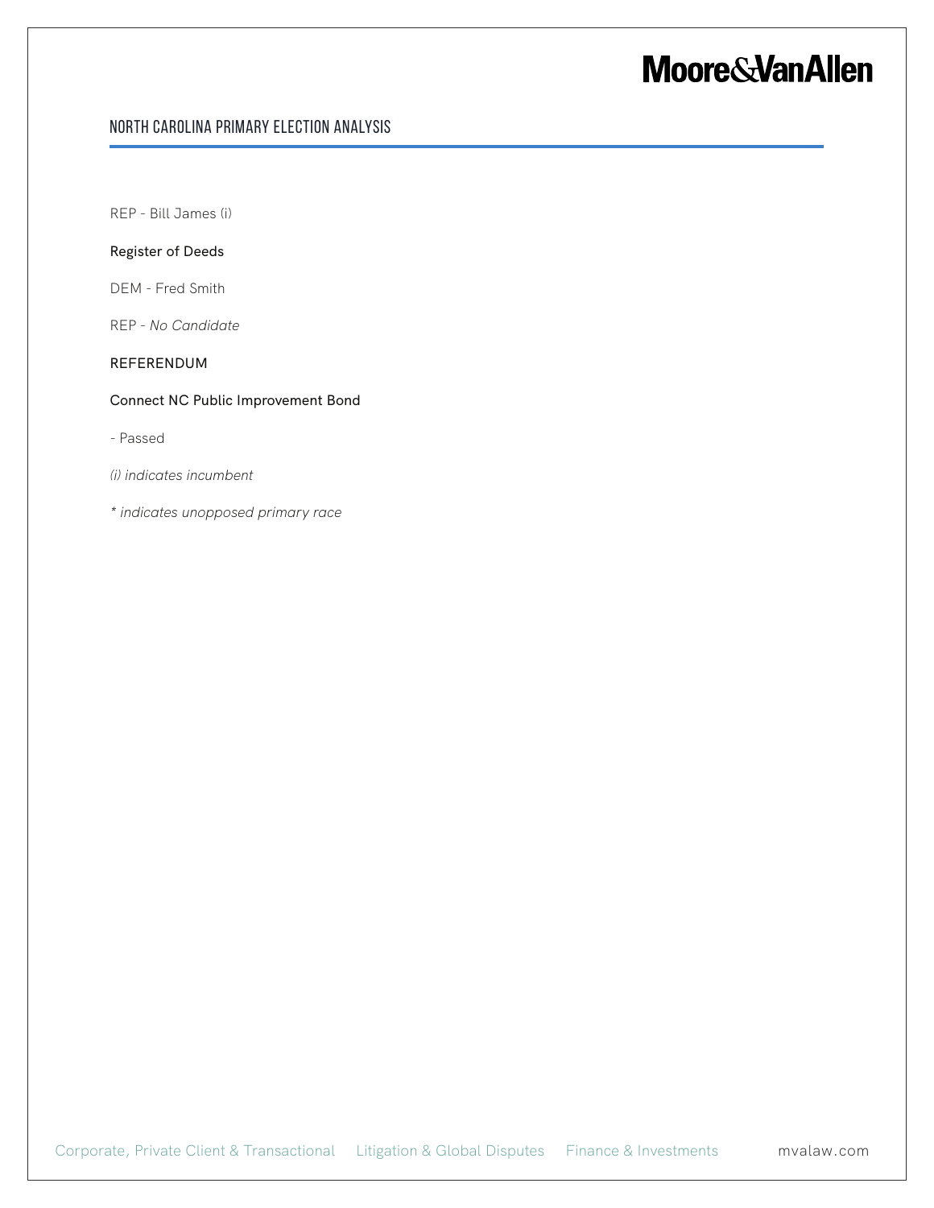REP - Bill James (i)

Register of Deeds

DEM - Fred Smith

REP - *No Candidate*

REFERENDUM

Connect NC Public Improvement Bond

- Passed

*(i) indicates incumbent*

*\* indicates unopposed primary race*